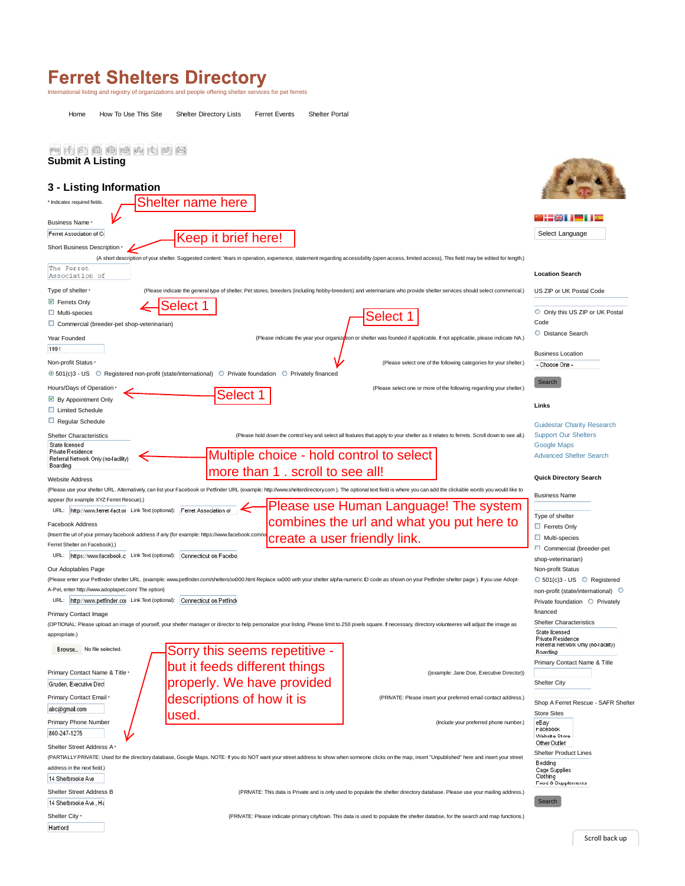# Ferret Shelters Directory

International listing and registry of organizations and people offering shelter services for pet ferrets

Home · How To Use This Site · Shelter Directory Lists · Ferret Events · Shelter Portal

## Submit A Listing

### 3 - Listing Information

* Indicates required fields.

Shelter name here

Business Name *

Ferret Association of C

Keep it brief here!

Short Business Description *

(A short description of your shelter. Suggested content: Years in operation, experience, statement regarding accessibility (open access, limited access), This field may be edited for length.)

The Ferret Association of

Type of shelter * (Please indicate the general type of shelter. Pet stores, breeders (including hobby-breeders) and veterinarians who provide shelter services should select commerical.)

- [x] Ferrets Only
- [ ] Multi-species
- [ ] Commercial (breeder-pet shop-veterinarian)

Select 1

Select 1

Year Founded (Please indicate the year your organization or shelter was founded if applicable. If not applicable, please indicate NA.)

1991

Non-profit Status * (Please select one of the following categories for your shelter.)

- (•) 501(c)3 - US
- ( ) Registered non-profit (state/international)
- ( ) Private foundation
- ( ) Privately financed

Hours/Days of Operation * (Please select one or more of the following regarding your shelter.)

Select 1

- [x] By Appointment Only
- [ ] Limited Schedule
- [ ] Regular Schedule

Shelter Characteristics (Please hold down the control key and select all features that apply to your shelter as it relates to ferrets. Scroll down to see all.)

- State licensed
- Private Residence
- Referral Network Only (no-facility)
- Boarding

Multiple choice - hold control to select more than 1 . scroll to see all!

Website Address

(Please use your shelter URL. Alternatively, can list your Facebook or Petfinder URL (example: http://www.shelterdirectory.com ). The optional text field is where you can add the clickable words you would like to appear (for example XYZ Ferret Rescue).)

URL: http://www.ferret-fact.or Link Text (optional): Ferret Association of

Please use Human Language! The system combines the url and what you put here to create a user friendly link.

Facebook Address

(Insert the url of your primary facebook address if any (for example: https://www.facebook.com/x Ferret Shelter on Facebook).)

URL: https://www.facebook.c Link Text (optional): Connecticut on Facebo

Our Adoptables Page

(Please enter your Petfinder shelter URL. (example: www.petfinder.com/shelters/xx000.html Replace xx000 with your shelter alpha-numeric ID code as shown on your Petfinder shelter page ). If you use Adopt-A-Pet, enter http://www.adoptapet.com/ The option)

URL: http://www.petfinder.co Link Text (optional): Connecticut on Petfind

Primary Contact Image

(OPTIONAL: Please upload an image of yourself, your shelter manager or director to help personalize your listing. Please limit to 250 pixels square. If necessary, directory volunteers will adjust the image as appropriate.)

Browse... No file selected.

Sorry this seems repetitive - but it feeds different things properly. We have provided descriptions of how it is used.

Primary Contact Name & Title * ((example: Jane Doe, Executive Director))

Gruden, Executive Dire

Primary Contact Email * (PRIVATE: Please insert your preferred email contact address.)

abc@gmail.com

Primary Phone Number (Include your preferred phone number.)

860-247-1275

Shelter Street Address A *

(PARTIALLY PRIVATE: Used for the directory database, Google Maps. NOTE: If you do NOT want your street address to show when someone clicks on the map, insert "Unpublished" here and insert your street address in the next field.)

14 Sherbrooke Ave

Shelter Street Address B (PRIVATE: This data is Private and is only used to populate the shelter directory database. Please use your mailing address.)

14 Sherbrooke Ave., Ha

Shelter City * (PRIVATE: Please indicate primary city/town. This data is used to populate the shelter databse, for the search and map functions.)

Hartford

---

Select Language

**Location Search**

US ZIP or UK Postal Code

- ( ) Only this US ZIP or UK Postal Code
- ( ) Distance Search

Business Location

- Choose One -

Search

**Links**

- Guidestar Charity Research
- Support Our Shelters
- Google Maps
- Advanced Shelter Search

**Quick Directory Search**

Business Name

Type of shelter

- [ ] Ferrets Only
- [ ] Multi-species
- [ ] Commercial (breeder-pet shop-veterinarian)

Non-profit Status

- ( ) 501(c)3 - US
- ( ) Registered non-profit (state/international)
- ( ) Private foundation
- ( ) Privately financed

Shelter Characteristics

- State licensed
- Private Residence
- Referral Network Only (no-facility)
- Boarding

Primary Contact Name & Title

Shelter City

Shop A Ferret Rescue - SAFR Shelter

Store Sites

- eBay
- Facebook
- Website Store
- Other Outlet

Shelter Product Lines

- Bedding
- Cage Supplies
- Clothing
- Food & Supplements

Search

Scroll back up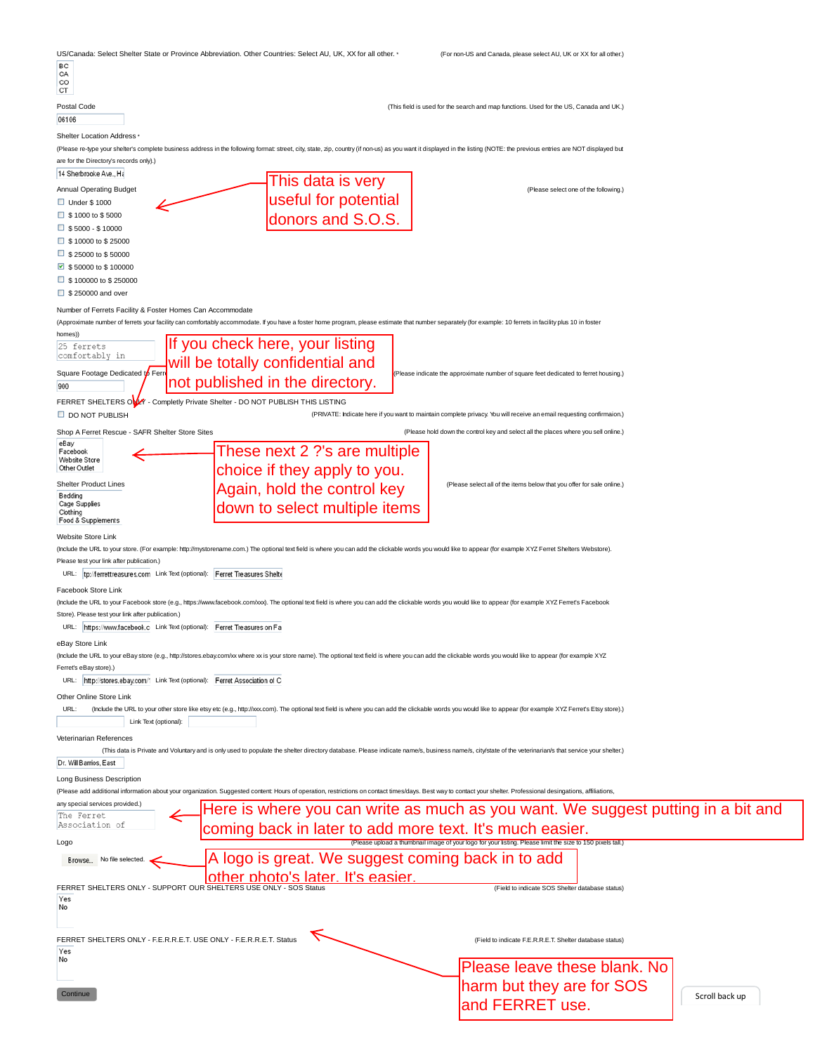US/Canada: Select Shelter State or Province Abbreviation. Other Countries: Select AU, UK, XX for all other. *

(For non-US and Canada, please select AU, UK or XX for all other.)

BC
CA
CO
CT

Postal Code

(This field is used for the search and map functions. Used for the US, Canada and UK.)

06106

Shelter Location Address *

(Please re-type your shelter's complete business address in the following format: street, city, state, zip, country (if non-us) as you want it displayed in the listing (NOTE: the previous entries are NOT displayed but are for the Directory's records only).)

14 Sherbrooke Ave., Ha

Annual Operating Budget

(Please select one of the following.)

This data is very useful for potential donors and S.O.S.

- [ ] Under $ 1000
- [ ] $ 1000 to $ 5000
- [ ] $ 5000 - $ 10000
- [ ] $ 10000 to $ 25000
- [ ] $ 25000 to $ 50000
- [x] $ 50000 to $ 100000
- [ ] $ 100000 to $ 250000
- [ ] $ 250000 and over

Number of Ferrets Facility & Foster Homes Can Accommodate

(Approximate number of ferrets your facility can comfortably accommodate. If you have a foster home program, please estimate that number separately (for example: 10 ferrets in facility plus 10 in foster homes))

25 ferrets comfortably in

If you check here, your listing will be totally confidential and not published in the directory.

Square Footage Dedicated to Ferr...

(Please indicate the approximate number of square feet dedicated to ferret housing.)

900

FERRET SHELTERS ONLY - Completly Private Shelter - DO NOT PUBLISH THIS LISTING

- [ ] DO NOT PUBLISH

(PRIVATE: Indicate here if you want to maintain complete privacy. You will receive an email requesting confirmaion.)

Shop A Ferret Rescue - SAFR Shelter Store Sites

(Please hold down the control key and select all the places where you sell online.)

eBay
Facebook
Website Store
Other Outlet

These next 2 ?'s are multiple choice if they apply to you. Again, hold the control key down to select multiple items

Shelter Product Lines

(Please select all of the items below that you offer for sale online.)

Bedding
Cage Supplies
Clothing
Food & Supplements

Website Store Link

(Include the URL to your store. (For example: http://mystorename.com.) The optional text field is where you can add the clickable words you would like to appear (for example XYZ Ferret Shelters Webstore). Please test your link after publication.)

URL: tp://ferrettreasures.com Link Text (optional): Ferret Treasures Shelte

Facebook Store Link

(Include the URL to your Facebook store (e.g., https://www.facebook.com/xxx). The optional text field is where you can add the clickable words you would like to appear (for example XYZ Ferret's Facebook Store). Please test your link after publication.)

URL: https://www.facebook.c Link Text (optional): Ferret Treasures on Fa

eBay Store Link

(Include the URL to your eBay store (e.g., http://stores.ebay.com/xx where xx is your store name). The optional text field is where you can add the clickable words you would like to appear (for example XYZ Ferret's eBay store).)

URL: http://stores.ebay.com/ Link Text (optional): Ferret Association of C

Other Online Store Link

URL: (Include the URL to your other store like etsy etc (e.g., http://xxx.com). The optional text field is where you can add the clickable words you would like to appear (for example XYZ Ferret's Etsy store).)

Link Text (optional):

Veterinarian References

(This data is Private and Voluntary and is only used to populate the shelter directory database. Please indicate name/s, business name/s, city/state of the veterinarian/s that service your shelter.)

Dr. Will Barrios, East

Long Business Description

(Please add additional information about your organization. Suggested content: Hours of operation, restrictions on contact times/days. Best way to contact your shelter. Professional designations, affiliations, any special services provided.)

The Ferret Association of

Here is where you can write as much as you want. We suggest putting in a bit and coming back in later to add more text. It's much easier.

Logo

(Please upload a thumbnail image of your logo for your listing. Please limit the size to 150 pixels tall.)

Browse... No file selected.

A logo is great. We suggest coming back in to add other photo's later. It's easier.

FERRET SHELTERS ONLY - SUPPORT OUR SHELTERS USE ONLY - SOS Status

(Field to indicate SOS Shelter database status)

Yes
No

FERRET SHELTERS ONLY - F.E.R.R.E.T. USE ONLY - F.E.R.R.E.T. Status

(Field to indicate F.E.R.R.E.T. Shelter database status)

Yes
No

Please leave these blank. No harm but they are for SOS and FERRET use.

Continue

Scroll back up